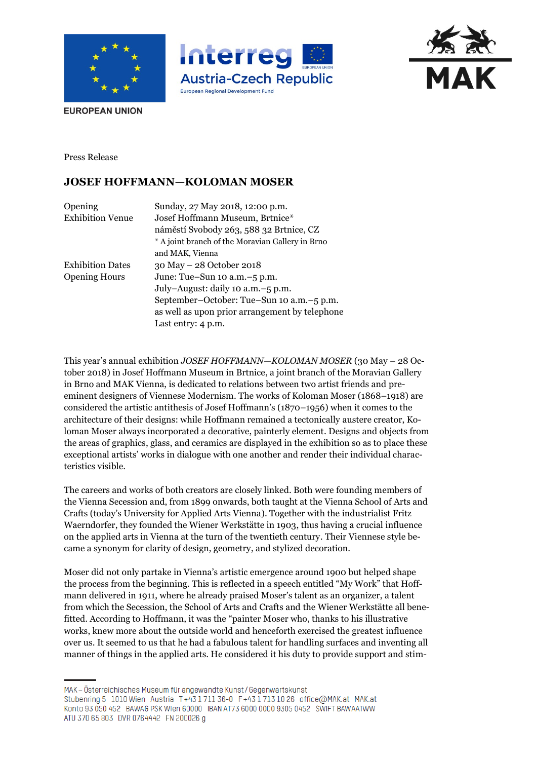EUROPEAN UNION

Interreg Austria-Czech Republic
European Regional Development Fund

MAK

Press Release

## JOSEF HOFFMANN—KOLOMAN MOSER

| | |
|---|---|
| Opening | Sunday, 27 May 2018, 12:00 p.m. |
| Exhibition Venue | Josef Hoffmann Museum, Brtnice* <br> náměstí Svobody 263, 588 32 Brtnice, CZ <br> * A joint branch of the Moravian Gallery in Brno and MAK, Vienna |
| Exhibition Dates | 30 May – 28 October 2018 |
| Opening Hours | June: Tue–Sun 10 a.m.–5 p.m. <br> July–August: daily 10 a.m.–5 p.m. <br> September–October: Tue–Sun 10 a.m.–5 p.m. <br> as well as upon prior arrangement by telephone <br> Last entry: 4 p.m. |

This year's annual exhibition *JOSEF HOFFMANN—KOLOMAN MOSER* (30 May – 28 October 2018) in Josef Hoffmann Museum in Brtnice, a joint branch of the Moravian Gallery in Brno and MAK Vienna, is dedicated to relations between two artist friends and preeminent designers of Viennese Modernism. The works of Koloman Moser (1868–1918) are considered the artistic antithesis of Josef Hoffmann's (1870–1956) when it comes to the architecture of their designs: while Hoffmann remained a tectonically austere creator, Koloman Moser always incorporated a decorative, painterly element. Designs and objects from the areas of graphics, glass, and ceramics are displayed in the exhibition so as to place these exceptional artists' works in dialogue with one another and render their individual characteristics visible.

The careers and works of both creators are closely linked. Both were founding members of the Vienna Secession and, from 1899 onwards, both taught at the Vienna School of Arts and Crafts (today's University for Applied Arts Vienna). Together with the industrialist Fritz Waerndorfer, they founded the Wiener Werkstätte in 1903, thus having a crucial influence on the applied arts in Vienna at the turn of the twentieth century. Their Viennese style became a synonym for clarity of design, geometry, and stylized decoration.

Moser did not only partake in Vienna's artistic emergence around 1900 but helped shape the process from the beginning. This is reflected in a speech entitled "My Work" that Hoffmann delivered in 1911, where he already praised Moser's talent as an organizer, a talent from which the Secession, the School of Arts and Crafts and the Wiener Werkstätte all benefitted. According to Hoffmann, it was the "painter Moser who, thanks to his illustrative works, knew more about the outside world and henceforth exercised the greatest influence over us. It seemed to us that he had a fabulous talent for handling surfaces and inventing all manner of things in the applied arts. He considered it his duty to provide support and stim-

MAK – Österreichisches Museum für angewandte Kunst / Gegenwartskunst
Stubenring 5 1010 Wien Austria T +43 1 711 36-0 F +43 1 713 10 26 office@MAK.at MAK.at
Konto 93 050 452 BAWAG PSK Wien 60000 IBAN AT73 6000 0000 9305 0452 SWIFT BAWAATWW
ATU 370 65 803 DVR 0764442 FN 200026 g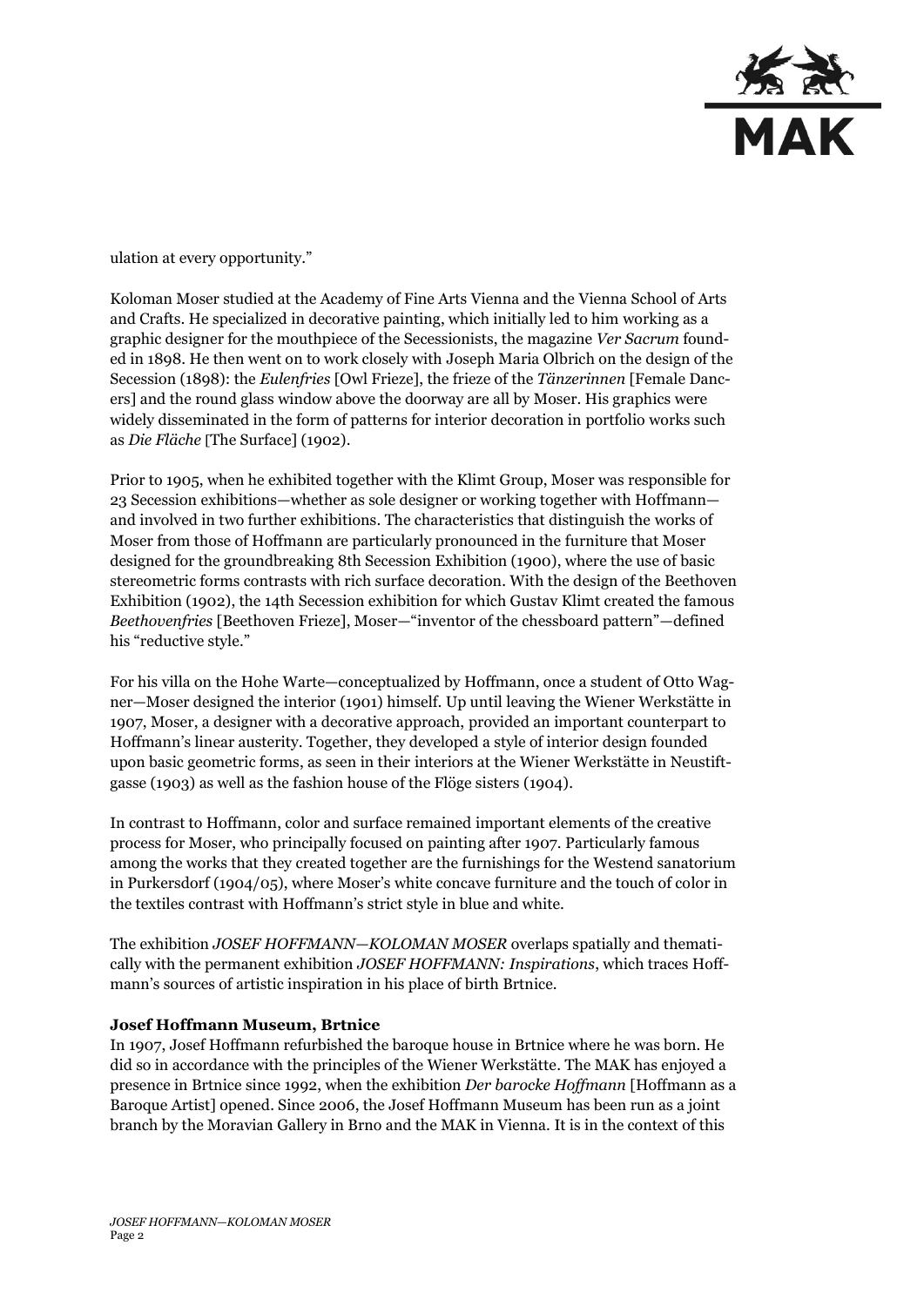ulation at every opportunity."

Koloman Moser studied at the Academy of Fine Arts Vienna and the Vienna School of Arts and Crafts. He specialized in decorative painting, which initially led to him working as a graphic designer for the mouthpiece of the Secessionists, the magazine *Ver Sacrum* founded in 1898. He then went on to work closely with Joseph Maria Olbrich on the design of the Secession (1898): the *Eulenfries* [Owl Frieze], the frieze of the *Tänzerinnen* [Female Dancers] and the round glass window above the doorway are all by Moser. His graphics were widely disseminated in the form of patterns for interior decoration in portfolio works such as *Die Fläche* [The Surface] (1902).

Prior to 1905, when he exhibited together with the Klimt Group, Moser was responsible for 23 Secession exhibitions—whether as sole designer or working together with Hoffmann—and involved in two further exhibitions. The characteristics that distinguish the works of Moser from those of Hoffmann are particularly pronounced in the furniture that Moser designed for the groundbreaking 8th Secession Exhibition (1900), where the use of basic stereometric forms contrasts with rich surface decoration. With the design of the Beethoven Exhibition (1902), the 14th Secession exhibition for which Gustav Klimt created the famous *Beethovenfries* [Beethoven Frieze], Moser—"inventor of the chessboard pattern"—defined his "reductive style."

For his villa on the Hohe Warte—conceptualized by Hoffmann, once a student of Otto Wagner—Moser designed the interior (1901) himself. Up until leaving the Wiener Werkstätte in 1907, Moser, a designer with a decorative approach, provided an important counterpart to Hoffmann's linear austerity. Together, they developed a style of interior design founded upon basic geometric forms, as seen in their interiors at the Wiener Werkstätte in Neustiftgasse (1903) as well as the fashion house of the Flöge sisters (1904).

In contrast to Hoffmann, color and surface remained important elements of the creative process for Moser, who principally focused on painting after 1907. Particularly famous among the works that they created together are the furnishings for the Westend sanatorium in Purkersdorf (1904/05), where Moser's white concave furniture and the touch of color in the textiles contrast with Hoffmann's strict style in blue and white.

The exhibition *JOSEF HOFFMANN—KOLOMAN MOSER* overlaps spatially and thematically with the permanent exhibition *JOSEF HOFFMANN: Inspirations*, which traces Hoffmann's sources of artistic inspiration in his place of birth Brtnice.

**Josef Hoffmann Museum, Brtnice**

In 1907, Josef Hoffmann refurbished the baroque house in Brtnice where he was born. He did so in accordance with the principles of the Wiener Werkstätte. The MAK has enjoyed a presence in Brtnice since 1992, when the exhibition *Der barocke Hoffmann* [Hoffmann as a Baroque Artist] opened. Since 2006, the Josef Hoffmann Museum has been run as a joint branch by the Moravian Gallery in Brno and the MAK in Vienna. It is in the context of this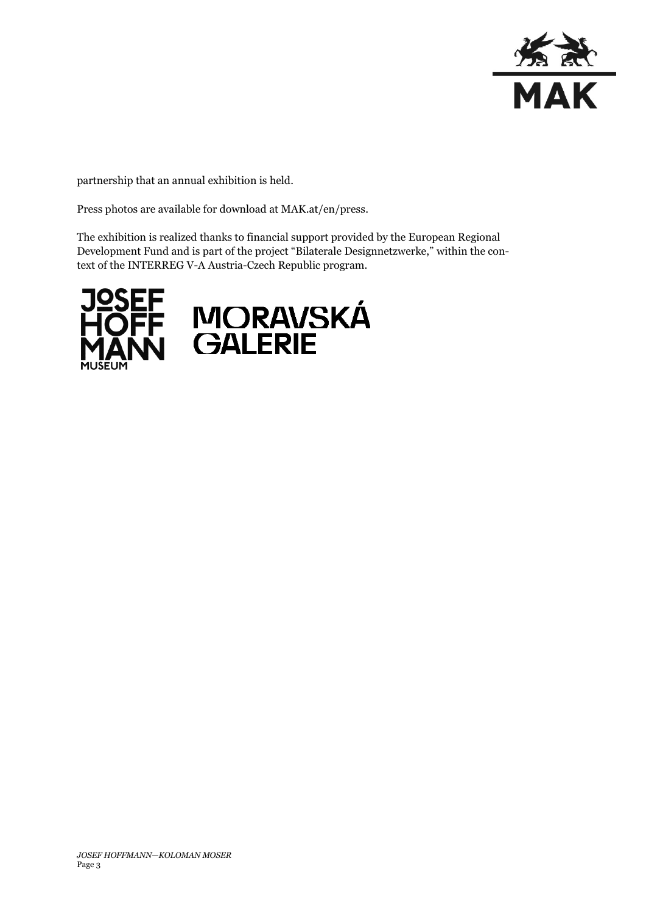partnership that an annual exhibition is held.

Press photos are available for download at MAK.at/en/press.

The exhibition is realized thanks to financial support provided by the European Regional Development Fund and is part of the project "Bilaterale Designnetzwerke," within the context of the INTERREG V-A Austria-Czech Republic program.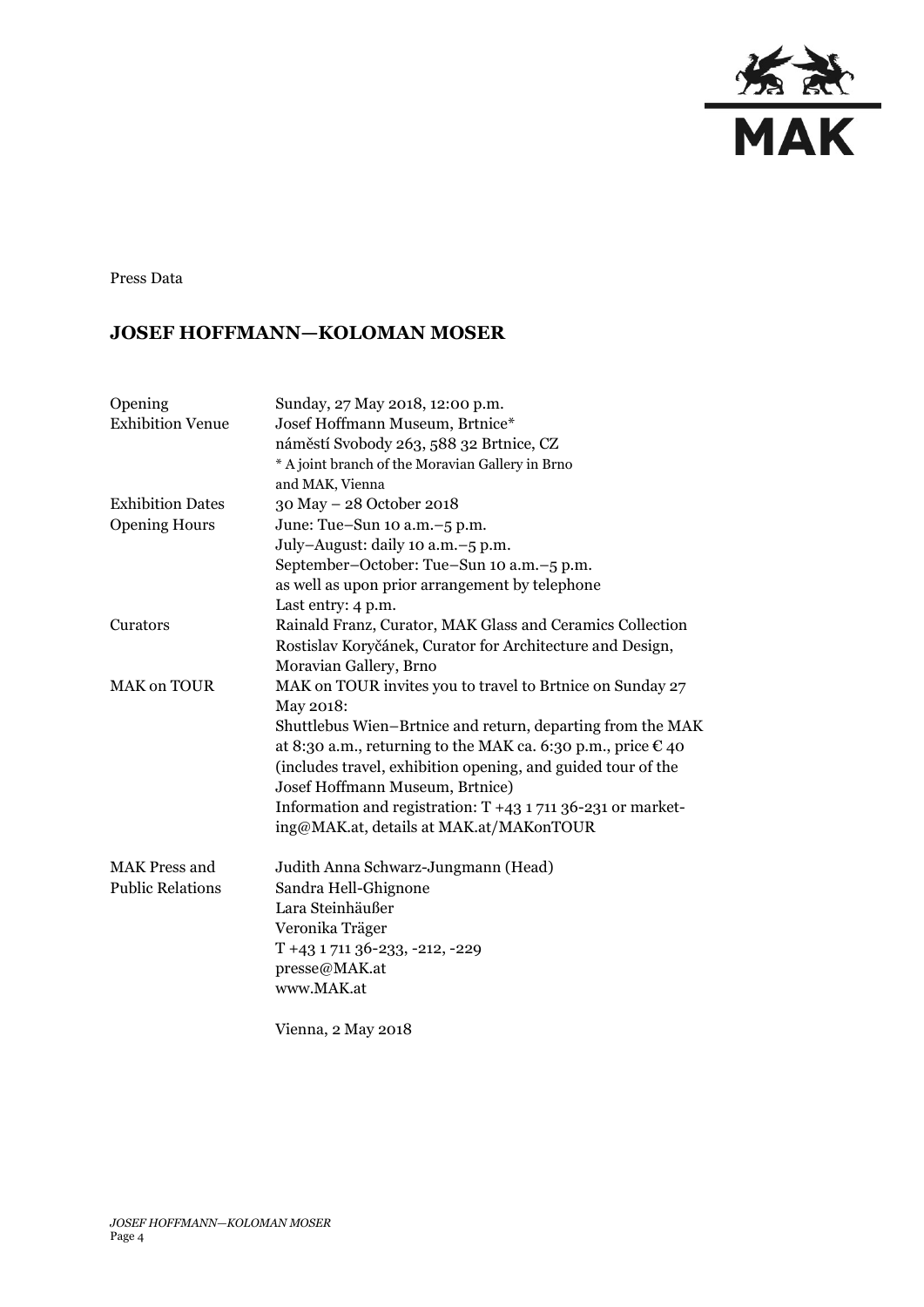Press Data

## JOSEF HOFFMANN—KOLOMAN MOSER

| | |
|---|---|
| Opening | Sunday, 27 May 2018, 12:00 p.m. |
| Exhibition Venue | Josef Hoffmann Museum, Brtnice*<br>náměstí Svobody 263, 588 32 Brtnice, CZ<br>* A joint branch of the Moravian Gallery in Brno and MAK, Vienna |
| Exhibition Dates | 30 May – 28 October 2018 |
| Opening Hours | June: Tue–Sun 10 a.m.–5 p.m.<br>July–August: daily 10 a.m.–5 p.m.<br>September–October: Tue–Sun 10 a.m.–5 p.m.<br>as well as upon prior arrangement by telephone<br>Last entry: 4 p.m. |
| Curators | Rainald Franz, Curator, MAK Glass and Ceramics Collection<br>Rostislav Koryčánek, Curator for Architecture and Design, Moravian Gallery, Brno |
| MAK on TOUR | MAK on TOUR invites you to travel to Brtnice on Sunday 27 May 2018:<br>Shuttlebus Wien–Brtnice and return, departing from the MAK at 8:30 a.m., returning to the MAK ca. 6:30 p.m., price € 40 (includes travel, exhibition opening, and guided tour of the Josef Hoffmann Museum, Brtnice)<br>Information and registration: T +43 1 711 36-231 or marketing@MAK.at, details at MAK.at/MAKonTOUR |
| MAK Press and Public Relations | Judith Anna Schwarz-Jungmann (Head)<br>Sandra Hell-Ghignone<br>Lara Steinhäußer<br>Veronika Träger<br>T +43 1 711 36-233, -212, -229<br>presse@MAK.at<br>www.MAK.at |

Vienna, 2 May 2018